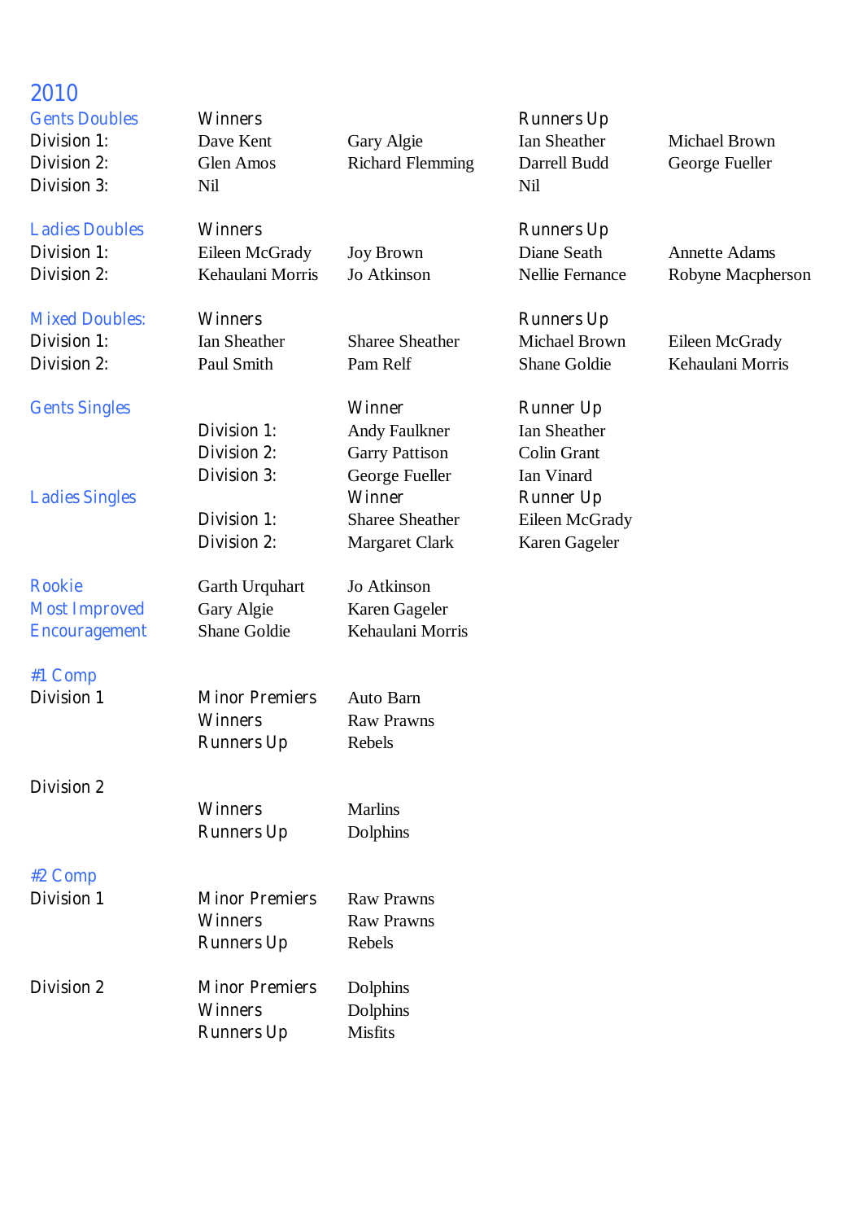# 2010

## Gents Doubles

| | Winners | | Runners Up | |
|---|---|---|---|---|
| Division 1: | Dave Kent | Gary Algie | Ian Sheather | Michael Brown |
| Division 2: | Glen Amos | Richard Flemming | Darrell Budd | George Fueller |
| Division 3: | Nil | | Nil | |

## Ladies Doubles

| | Winners | | Runners Up | |
|---|---|---|---|---|
| Division 1: | Eileen McGrady | Joy Brown | Diane Seath | Annette Adams |
| Division 2: | Kehaulani Morris | Jo Atkinson | Nellie Fernance | Robyne Macpherson |

## Mixed Doubles:

| | Winners | | Runners Up | |
|---|---|---|---|---|
| Division 1: | Ian Sheather | Sharee Sheather | Michael Brown | Eileen McGrady |
| Division 2: | Paul Smith | Pam Relf | Shane Goldie | Kehaulani Morris |

## Gents Singles

| | Winner | Runner Up |
|---|---|---|
| Division 1: | Andy Faulkner | Ian Sheather |
| Division 2: | Garry Pattison | Colin Grant |
| Division 3: | George Fueller | Ian Vinard |

## Ladies Singles

| | Winner | Runner Up |
|---|---|---|
| Division 1: | Sharee Sheather | Eileen McGrady |
| Division 2: | Margaret Clark | Karen Gageler |

| | | |
|---|---|---|
| Rookie | Garth Urquhart | Jo Atkinson |
| Most Improved | Gary Algie | Karen Gageler |
| Encouragement | Shane Goldie | Kehaulani Morris |

## #1 Comp

| | | |
|---|---|---|
| Division 1 | Minor Premiers | Auto Barn |
| | Winners | Raw Prawns |
| | Runners Up | Rebels |
| Division 2 | | |
| | Winners | Marlins |
| | Runners Up | Dolphins |

## #2 Comp

| | | |
|---|---|---|
| Division 1 | Minor Premiers | Raw Prawns |
| | Winners | Raw Prawns |
| | Runners Up | Rebels |
| Division 2 | Minor Premiers | Dolphins |
| | Winners | Dolphins |
| | Runners Up | Misfits |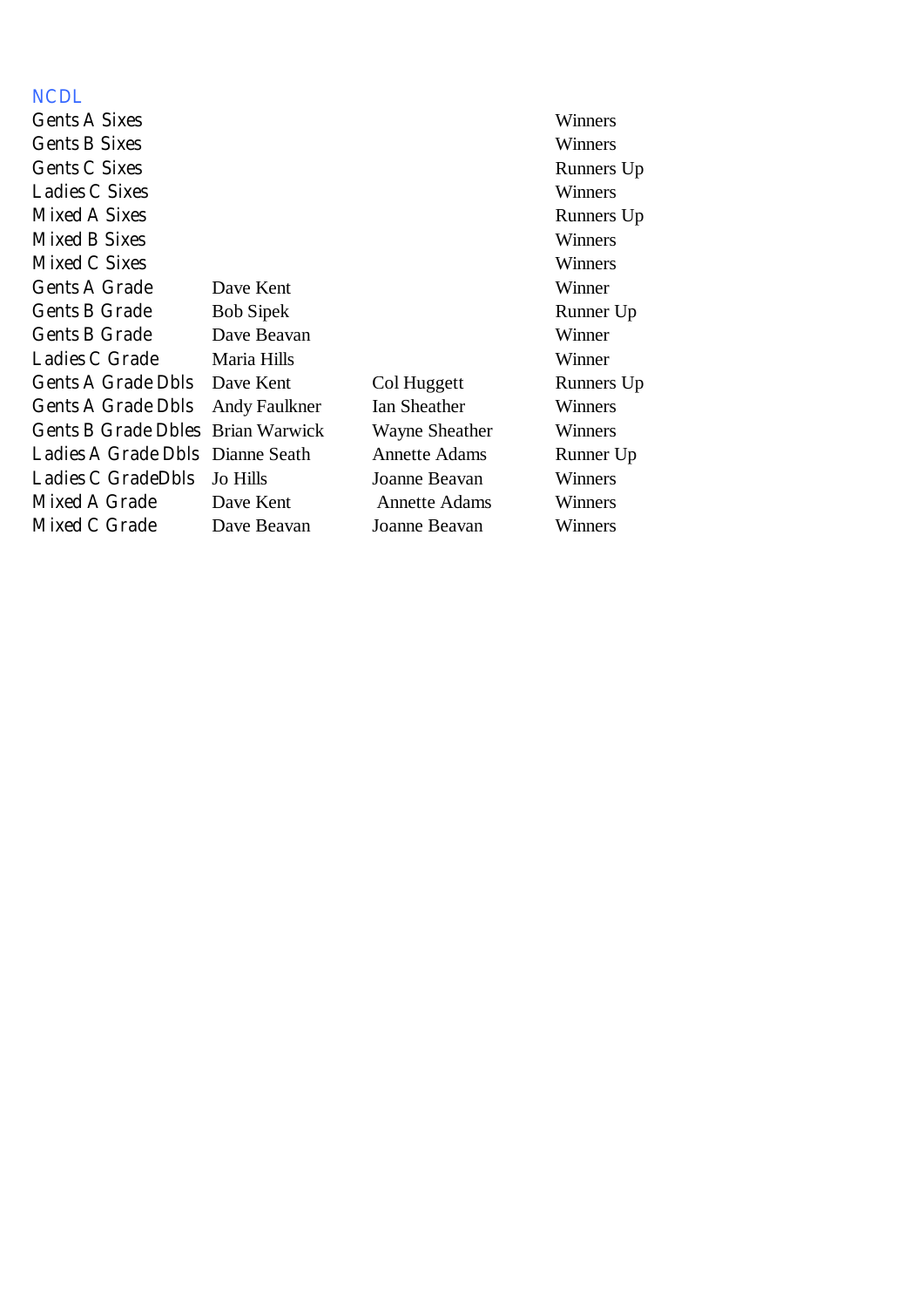NCDL

| | | | |
|---|---|---|---|
| Gents A Sixes | | | Winners |
| Gents B Sixes | | | Winners |
| Gents C Sixes | | | Runners Up |
| Ladies C Sixes | | | Winners |
| Mixed A Sixes | | | Runners Up |
| Mixed B Sixes | | | Winners |
| Mixed C Sixes | | | Winners |
| Gents A Grade | Dave Kent | | Winner |
| Gents B Grade | Bob Sipek | | Runner Up |
| Gents B Grade | Dave Beavan | | Winner |
| Ladies C Grade | Maria Hills | | Winner |
| Gents A Grade Dbls | Dave Kent | Col Huggett | Runners Up |
| Gents A Grade Dbls | Andy Faulkner | Ian Sheather | Winners |
| Gents B Grade Dbles | Brian Warwick | Wayne Sheather | Winners |
| Ladies A Grade Dbls | Dianne Seath | Annette Adams | Runner Up |
| Ladies C GradeDbls | Jo Hills | Joanne Beavan | Winners |
| Mixed A Grade | Dave Kent | Annette Adams | Winners |
| Mixed C Grade | Dave Beavan | Joanne Beavan | Winners |